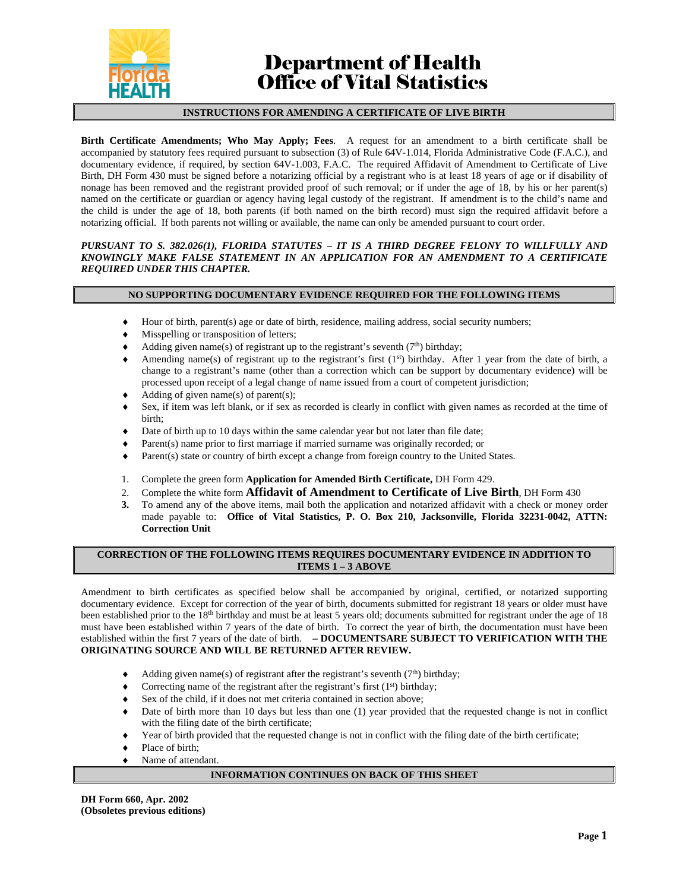# Department of Health
# Office of Vital Statistics

## INSTRUCTIONS FOR AMENDING A CERTIFICATE OF LIVE BIRTH

**Birth Certificate Amendments; Who May Apply; Fees**. A request for an amendment to a birth certificate shall be accompanied by statutory fees required pursuant to subsection (3) of Rule 64V-1.014, Florida Administrative Code (F.A.C.), and documentary evidence, if required, by section 64V-1.003, F.A.C. The required Affidavit of Amendment to Certificate of Live Birth, DH Form 430 must be signed before a notarizing official by a registrant who is at least 18 years of age or if disability of nonage has been removed and the registrant provided proof of such removal; or if under the age of 18, by his or her parent(s) named on the certificate or guardian or agency having legal custody of the registrant. If amendment is to the child's name and the child is under the age of 18, both parents (if both named on the birth record) must sign the required affidavit before a notarizing official. If both parents not willing or available, the name can only be amended pursuant to court order.

***PURSUANT TO S. 382.026(1), FLORIDA STATUTES – IT IS A THIRD DEGREE FELONY TO WILLFULLY AND KNOWINGLY MAKE FALSE STATEMENT IN AN APPLICATION FOR AN AMENDMENT TO A CERTIFICATE REQUIRED UNDER THIS CHAPTER.***

## NO SUPPORTING DOCUMENTARY EVIDENCE REQUIRED FOR THE FOLLOWING ITEMS

- Hour of birth, parent(s) age or date of birth, residence, mailing address, social security numbers;
- Misspelling or transposition of letters;
- Adding given name(s) of registrant up to the registrant's seventh (7th) birthday;
- Amending name(s) of registrant up to the registrant's first (1st) birthday. After 1 year from the date of birth, a change to a registrant's name (other than a correction which can be support by documentary evidence) will be processed upon receipt of a legal change of name issued from a court of competent jurisdiction;
- Adding of given name(s) of parent(s);
- Sex, if item was left blank, or if sex as recorded is clearly in conflict with given names as recorded at the time of birth;
- Date of birth up to 10 days within the same calendar year but not later than file date;
- Parent(s) name prior to first marriage if married surname was originally recorded; or
- Parent(s) state or country of birth except a change from foreign country to the United States.

1. Complete the green form **Application for Amended Birth Certificate,** DH Form 429.
2. Complete the white form **Affidavit of Amendment to Certificate of Live Birth**, DH Form 430
3. To amend any of the above items, mail both the application and notarized affidavit with a check or money order made payable to: **Office of Vital Statistics, P. O. Box 210, Jacksonville, Florida 32231-0042, ATTN: Correction Unit**

## CORRECTION OF THE FOLLOWING ITEMS REQUIRES DOCUMENTARY EVIDENCE IN ADDITION TO ITEMS 1 – 3 ABOVE

Amendment to birth certificates as specified below shall be accompanied by original, certified, or notarized supporting documentary evidence. Except for correction of the year of birth, documents submitted for registrant 18 years or older must have been established prior to the 18th birthday and must be at least 5 years old; documents submitted for registrant under the age of 18 must have been established within 7 years of the date of birth. To correct the year of birth, the documentation must have been established within the first 7 years of the date of birth. **– DOCUMENTSARE SUBJECT TO VERIFICATION WITH THE ORIGINATING SOURCE AND WILL BE RETURNED AFTER REVIEW.**

- Adding given name(s) of registrant after the registrant's seventh (7th) birthday;
- Correcting name of the registrant after the registrant's first (1st) birthday;
- Sex of the child, if it does not met criteria contained in section above;
- Date of birth more than 10 days but less than one (1) year provided that the requested change is not in conflict with the filing date of the birth certificate;
- Year of birth provided that the requested change is not in conflict with the filing date of the birth certificate;
- Place of birth;
- Name of attendant.

**INFORMATION CONTINUES ON BACK OF THIS SHEET**

**DH Form 660, Apr. 2002**
**(Obsoletes previous editions)**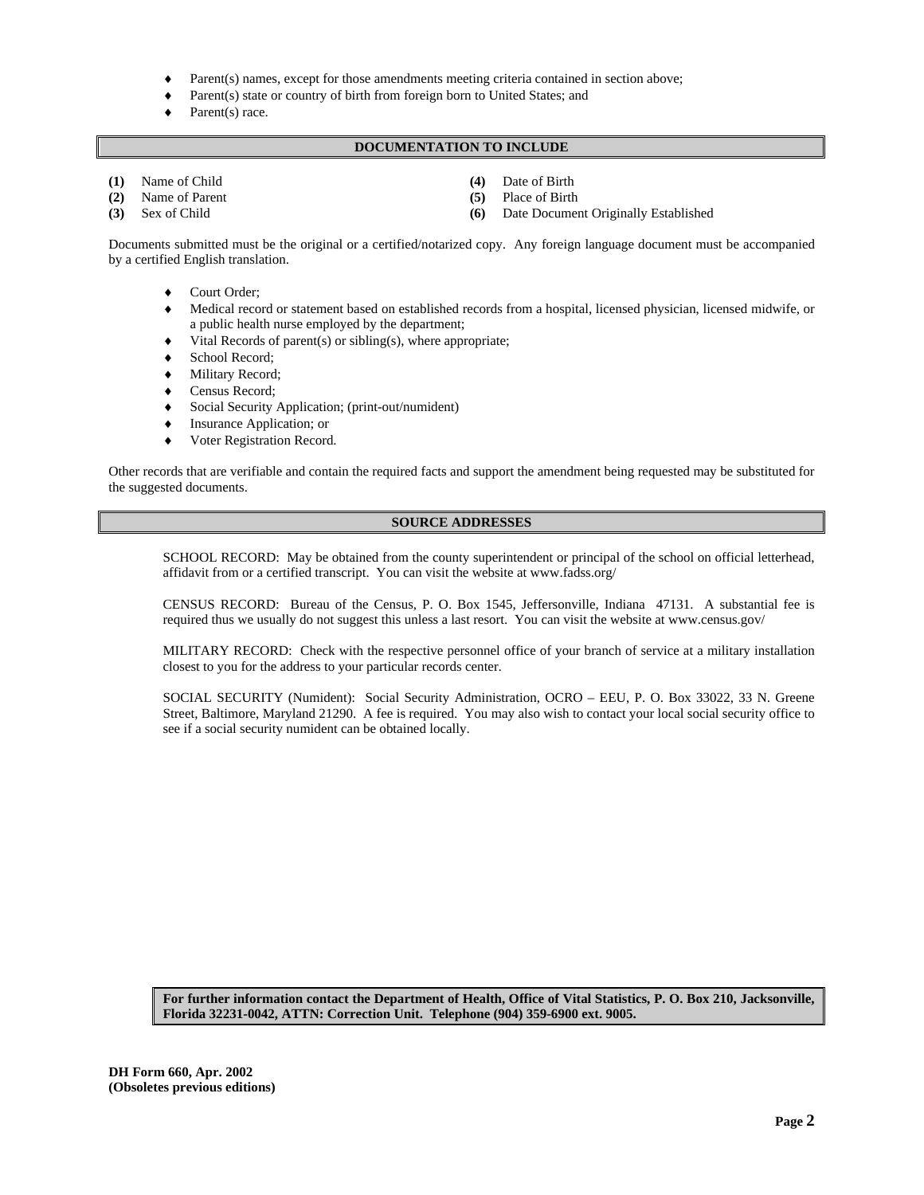- Parent(s) names, except for those amendments meeting criteria contained in section above;
- Parent(s) state or country of birth from foreign born to United States; and
- Parent(s) race.

## DOCUMENTATION TO INCLUDE

**(1)** Name of Child
**(2)** Name of Parent
**(3)** Sex of Child
**(4)** Date of Birth
**(5)** Place of Birth
**(6)** Date Document Originally Established

Documents submitted must be the original or a certified/notarized copy. Any foreign language document must be accompanied by a certified English translation.

- Court Order;
- Medical record or statement based on established records from a hospital, licensed physician, licensed midwife, or a public health nurse employed by the department;
- Vital Records of parent(s) or sibling(s), where appropriate;
- School Record;
- Military Record;
- Census Record;
- Social Security Application; (print-out/numident)
- Insurance Application; or
- Voter Registration Record.

Other records that are verifiable and contain the required facts and support the amendment being requested may be substituted for the suggested documents.

## SOURCE ADDRESSES

SCHOOL RECORD: May be obtained from the county superintendent or principal of the school on official letterhead, affidavit from or a certified transcript. You can visit the website at www.fadss.org/

CENSUS RECORD: Bureau of the Census, P. O. Box 1545, Jeffersonville, Indiana 47131. A substantial fee is required thus we usually do not suggest this unless a last resort. You can visit the website at www.census.gov/

MILITARY RECORD: Check with the respective personnel office of your branch of service at a military installation closest to you for the address to your particular records center.

SOCIAL SECURITY (Numident): Social Security Administration, OCRO – EEU, P. O. Box 33022, 33 N. Greene Street, Baltimore, Maryland 21290. A fee is required. You may also wish to contact your local social security office to see if a social security numident can be obtained locally.

**For further information contact the Department of Health, Office of Vital Statistics, P. O. Box 210, Jacksonville, Florida 32231-0042, ATTN: Correction Unit. Telephone (904) 359-6900 ext. 9005.**

**DH Form 660, Apr. 2002**
**(Obsoletes previous editions)**